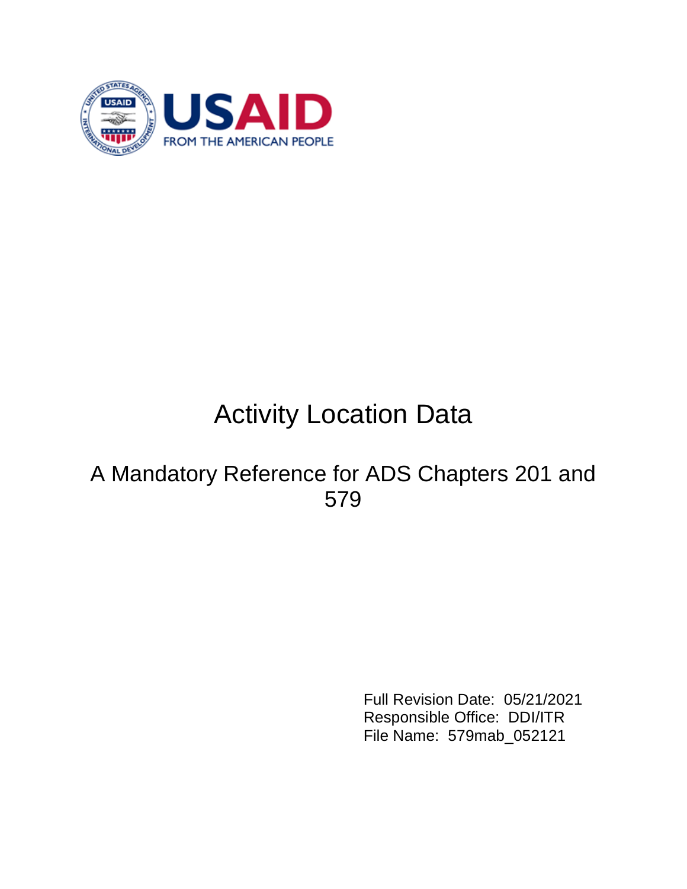# Activity Location Data

## A Mandatory Reference for ADS Chapters 201 and 579

Full Revision Date: 05/21/2021
Responsible Office: DDI/ITR
File Name: 579mab_052121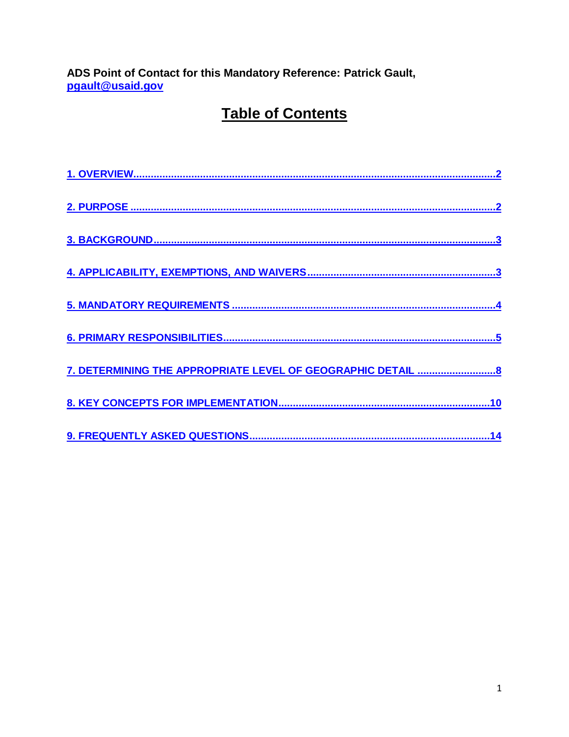**ADS Point of Contact for this Mandatory Reference: Patrick Gault, pgault@usaid.gov**

# Table of Contents

1. OVERVIEW....................2

2. PURPOSE....................2

3. BACKGROUND....................3

4. APPLICABILITY, EXEMPTIONS, AND WAIVERS....................3

5. MANDATORY REQUIREMENTS....................4

6. PRIMARY RESPONSIBILITIES....................5

7. DETERMINING THE APPROPRIATE LEVEL OF GEOGRAPHIC DETAIL....................8

8. KEY CONCEPTS FOR IMPLEMENTATION....................10

9. FREQUENTLY ASKED QUESTIONS....................14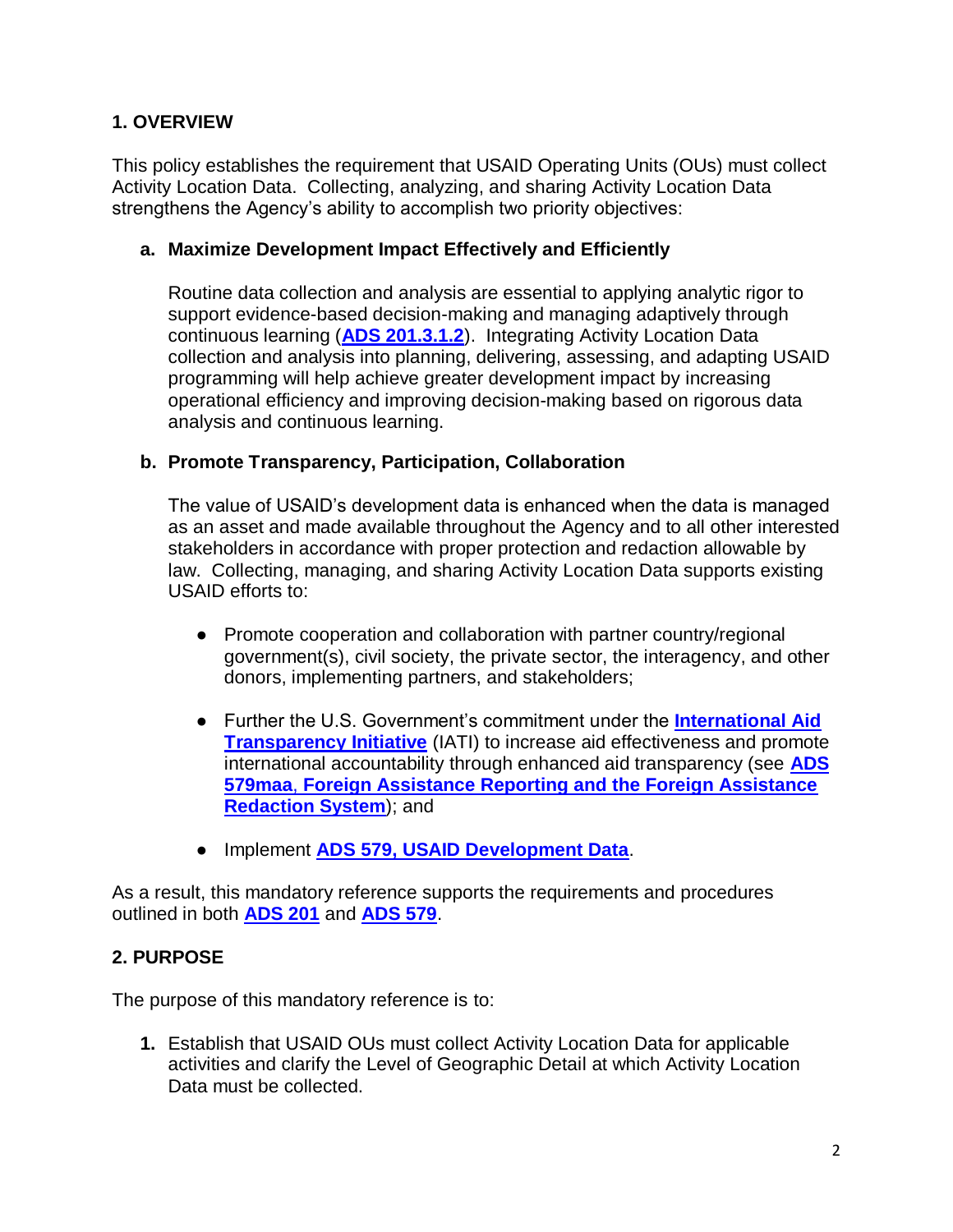## 1. OVERVIEW

This policy establishes the requirement that USAID Operating Units (OUs) must collect Activity Location Data. Collecting, analyzing, and sharing Activity Location Data strengthens the Agency's ability to accomplish two priority objectives:

### a. Maximize Development Impact Effectively and Efficiently

Routine data collection and analysis are essential to applying analytic rigor to support evidence-based decision-making and managing adaptively through continuous learning (**ADS 201.3.1.2**). Integrating Activity Location Data collection and analysis into planning, delivering, assessing, and adapting USAID programming will help achieve greater development impact by increasing operational efficiency and improving decision-making based on rigorous data analysis and continuous learning.

### b. Promote Transparency, Participation, Collaboration

The value of USAID's development data is enhanced when the data is managed as an asset and made available throughout the Agency and to all other interested stakeholders in accordance with proper protection and redaction allowable by law. Collecting, managing, and sharing Activity Location Data supports existing USAID efforts to:

- Promote cooperation and collaboration with partner country/regional government(s), civil society, the private sector, the interagency, and other donors, implementing partners, and stakeholders;
- Further the U.S. Government's commitment under the **International Aid Transparency Initiative** (IATI) to increase aid effectiveness and promote international accountability through enhanced aid transparency (see **ADS 579maa, Foreign Assistance Reporting and the Foreign Assistance Redaction System**); and
- Implement **ADS 579, USAID Development Data**.

As a result, this mandatory reference supports the requirements and procedures outlined in both **ADS 201** and **ADS 579**.

## 2. PURPOSE

The purpose of this mandatory reference is to:

1. Establish that USAID OUs must collect Activity Location Data for applicable activities and clarify the Level of Geographic Detail at which Activity Location Data must be collected.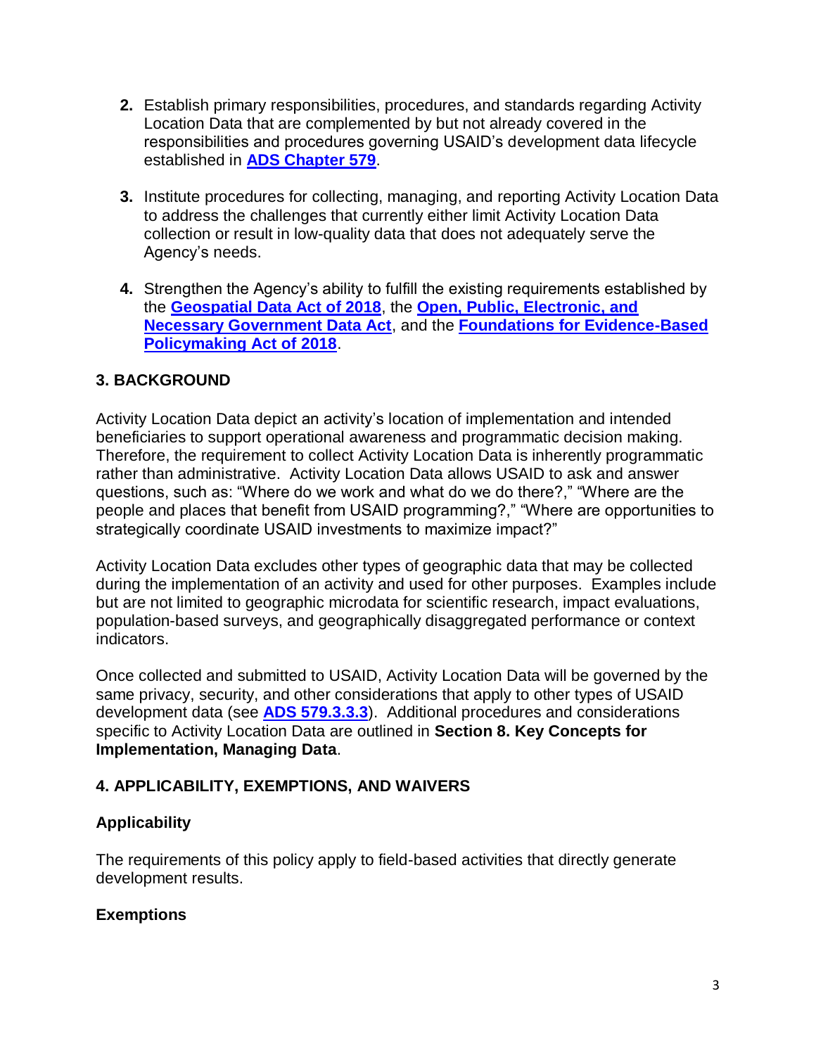2. Establish primary responsibilities, procedures, and standards regarding Activity Location Data that are complemented by but not already covered in the responsibilities and procedures governing USAID's development data lifecycle established in **ADS Chapter 579**.

3. Institute procedures for collecting, managing, and reporting Activity Location Data to address the challenges that currently either limit Activity Location Data collection or result in low-quality data that does not adequately serve the Agency's needs.

4. Strengthen the Agency's ability to fulfill the existing requirements established by the **Geospatial Data Act of 2018**, the **Open, Public, Electronic, and Necessary Government Data Act**, and the **Foundations for Evidence-Based Policymaking Act of 2018**.

## 3. BACKGROUND

Activity Location Data depict an activity's location of implementation and intended beneficiaries to support operational awareness and programmatic decision making. Therefore, the requirement to collect Activity Location Data is inherently programmatic rather than administrative. Activity Location Data allows USAID to ask and answer questions, such as: "Where do we work and what do we do there?," "Where are the people and places that benefit from USAID programming?," "Where are opportunities to strategically coordinate USAID investments to maximize impact?"

Activity Location Data excludes other types of geographic data that may be collected during the implementation of an activity and used for other purposes. Examples include but are not limited to geographic microdata for scientific research, impact evaluations, population-based surveys, and geographically disaggregated performance or context indicators.

Once collected and submitted to USAID, Activity Location Data will be governed by the same privacy, security, and other considerations that apply to other types of USAID development data (see **ADS 579.3.3.3**). Additional procedures and considerations specific to Activity Location Data are outlined in **Section 8. Key Concepts for Implementation, Managing Data**.

## 4. APPLICABILITY, EXEMPTIONS, AND WAIVERS

### Applicability

The requirements of this policy apply to field-based activities that directly generate development results.

### Exemptions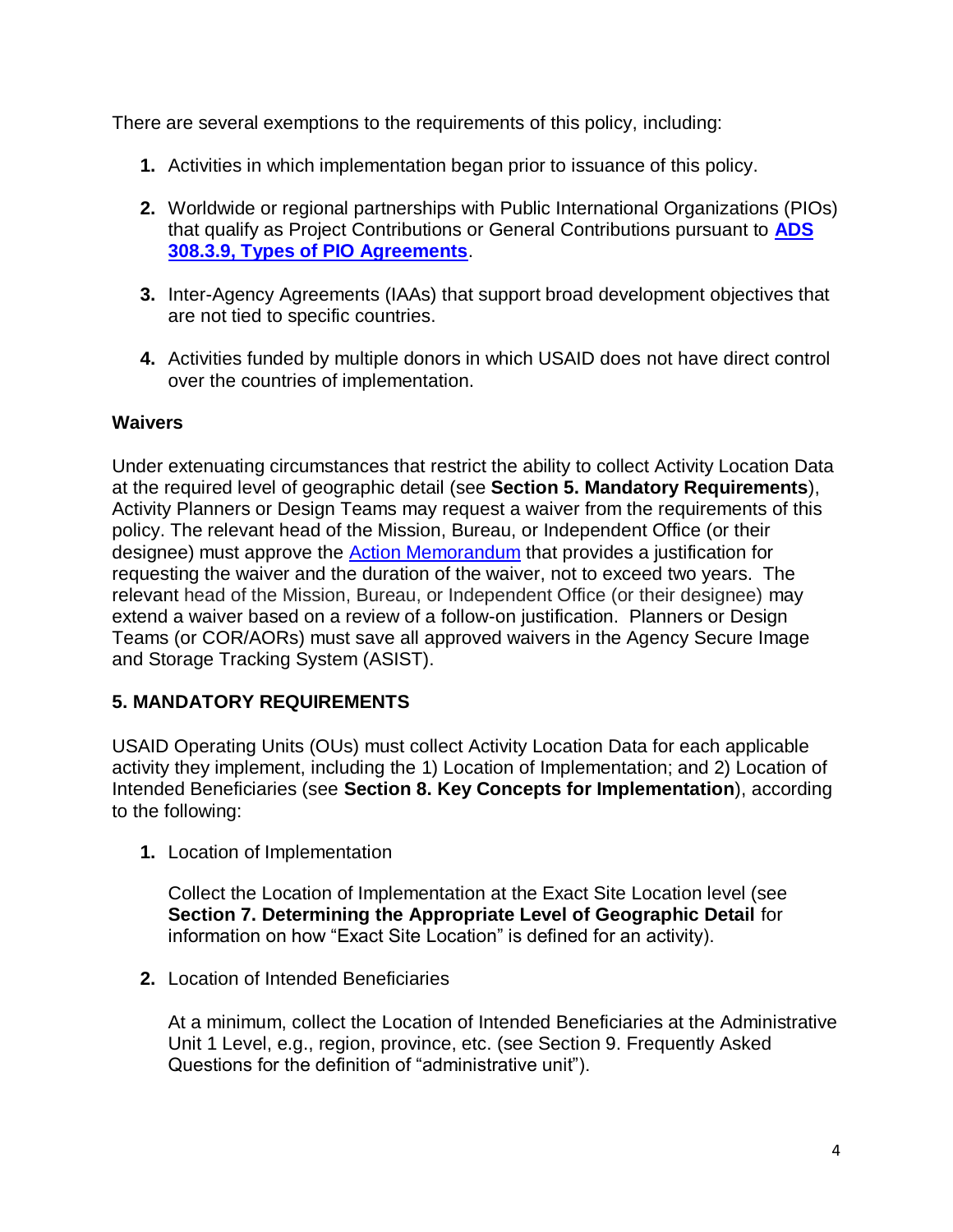There are several exemptions to the requirements of this policy, including:

1. Activities in which implementation began prior to issuance of this policy.

2. Worldwide or regional partnerships with Public International Organizations (PIOs) that qualify as Project Contributions or General Contributions pursuant to **ADS 308.3.9, Types of PIO Agreements**.

3. Inter-Agency Agreements (IAAs) that support broad development objectives that are not tied to specific countries.

4. Activities funded by multiple donors in which USAID does not have direct control over the countries of implementation.

### Waivers

Under extenuating circumstances that restrict the ability to collect Activity Location Data at the required level of geographic detail (see **Section 5. Mandatory Requirements**), Activity Planners or Design Teams may request a waiver from the requirements of this policy. The relevant head of the Mission, Bureau, or Independent Office (or their designee) must approve the Action Memorandum that provides a justification for requesting the waiver and the duration of the waiver, not to exceed two years. The relevant head of the Mission, Bureau, or Independent Office (or their designee) may extend a waiver based on a review of a follow-on justification. Planners or Design Teams (or COR/AORs) must save all approved waivers in the Agency Secure Image and Storage Tracking System (ASIST).

## 5. MANDATORY REQUIREMENTS

USAID Operating Units (OUs) must collect Activity Location Data for each applicable activity they implement, including the 1) Location of Implementation; and 2) Location of Intended Beneficiaries (see **Section 8. Key Concepts for Implementation**), according to the following:

1. Location of Implementation

   Collect the Location of Implementation at the Exact Site Location level (see **Section 7. Determining the Appropriate Level of Geographic Detail** for information on how "Exact Site Location" is defined for an activity).

2. Location of Intended Beneficiaries

   At a minimum, collect the Location of Intended Beneficiaries at the Administrative Unit 1 Level, e.g., region, province, etc. (see Section 9. Frequently Asked Questions for the definition of "administrative unit").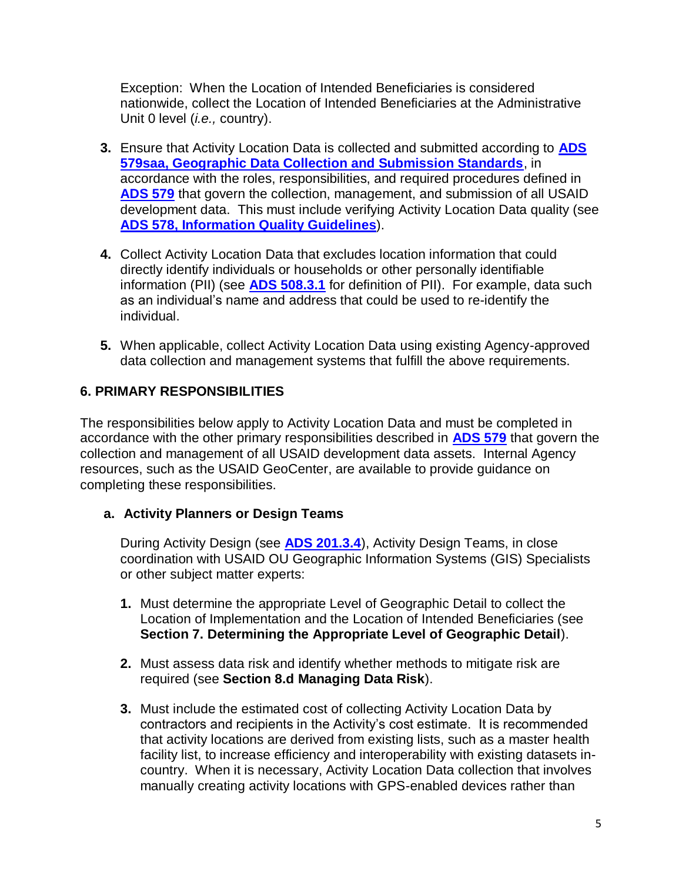Exception: When the Location of Intended Beneficiaries is considered nationwide, collect the Location of Intended Beneficiaries at the Administrative Unit 0 level (*i.e.,* country).

3. Ensure that Activity Location Data is collected and submitted according to **[ADS 579saa, Geographic Data Collection and Submission Standards](#)**, in accordance with the roles, responsibilities, and required procedures defined in **[ADS 579](#)** that govern the collection, management, and submission of all USAID development data. This must include verifying Activity Location Data quality (see **[ADS 578, Information Quality Guidelines](#)**).

4. Collect Activity Location Data that excludes location information that could directly identify individuals or households or other personally identifiable information (PII) (see **[ADS 508.3.1](#)** for definition of PII). For example, data such as an individual's name and address that could be used to re-identify the individual.

5. When applicable, collect Activity Location Data using existing Agency-approved data collection and management systems that fulfill the above requirements.

## 6. PRIMARY RESPONSIBILITIES

The responsibilities below apply to Activity Location Data and must be completed in accordance with the other primary responsibilities described in **[ADS 579](#)** that govern the collection and management of all USAID development data assets. Internal Agency resources, such as the USAID GeoCenter, are available to provide guidance on completing these responsibilities.

### a. Activity Planners or Design Teams

During Activity Design (see **[ADS 201.3.4](#)**), Activity Design Teams, in close coordination with USAID OU Geographic Information Systems (GIS) Specialists or other subject matter experts:

1. Must determine the appropriate Level of Geographic Detail to collect the Location of Implementation and the Location of Intended Beneficiaries (see **Section 7. Determining the Appropriate Level of Geographic Detail**).

2. Must assess data risk and identify whether methods to mitigate risk are required (see **Section 8.d Managing Data Risk**).

3. Must include the estimated cost of collecting Activity Location Data by contractors and recipients in the Activity's cost estimate. It is recommended that activity locations are derived from existing lists, such as a master health facility list, to increase efficiency and interoperability with existing datasets in-country. When it is necessary, Activity Location Data collection that involves manually creating activity locations with GPS-enabled devices rather than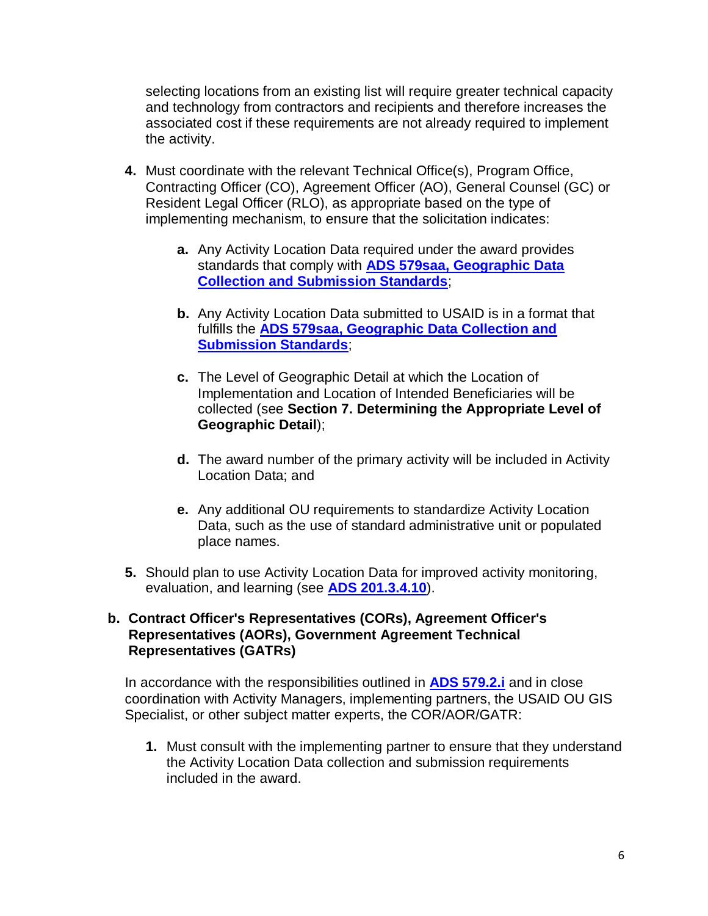selecting locations from an existing list will require greater technical capacity and technology from contractors and recipients and therefore increases the associated cost if these requirements are not already required to implement the activity.

4. Must coordinate with the relevant Technical Office(s), Program Office, Contracting Officer (CO), Agreement Officer (AO), General Counsel (GC) or Resident Legal Officer (RLO), as appropriate based on the type of implementing mechanism, to ensure that the solicitation indicates:

   a. Any Activity Location Data required under the award provides standards that comply with **ADS 579saa, Geographic Data Collection and Submission Standards**;

   b. Any Activity Location Data submitted to USAID is in a format that fulfills the **ADS 579saa, Geographic Data Collection and Submission Standards**;

   c. The Level of Geographic Detail at which the Location of Implementation and Location of Intended Beneficiaries will be collected (see **Section 7. Determining the Appropriate Level of Geographic Detail**);

   d. The award number of the primary activity will be included in Activity Location Data; and

   e. Any additional OU requirements to standardize Activity Location Data, such as the use of standard administrative unit or populated place names.

5. Should plan to use Activity Location Data for improved activity monitoring, evaluation, and learning (see **ADS 201.3.4.10**).

**b. Contract Officer's Representatives (CORs), Agreement Officer's Representatives (AORs), Government Agreement Technical Representatives (GATRs)**

In accordance with the responsibilities outlined in **ADS 579.2.i** and in close coordination with Activity Managers, implementing partners, the USAID OU GIS Specialist, or other subject matter experts, the COR/AOR/GATR:

1. Must consult with the implementing partner to ensure that they understand the Activity Location Data collection and submission requirements included in the award.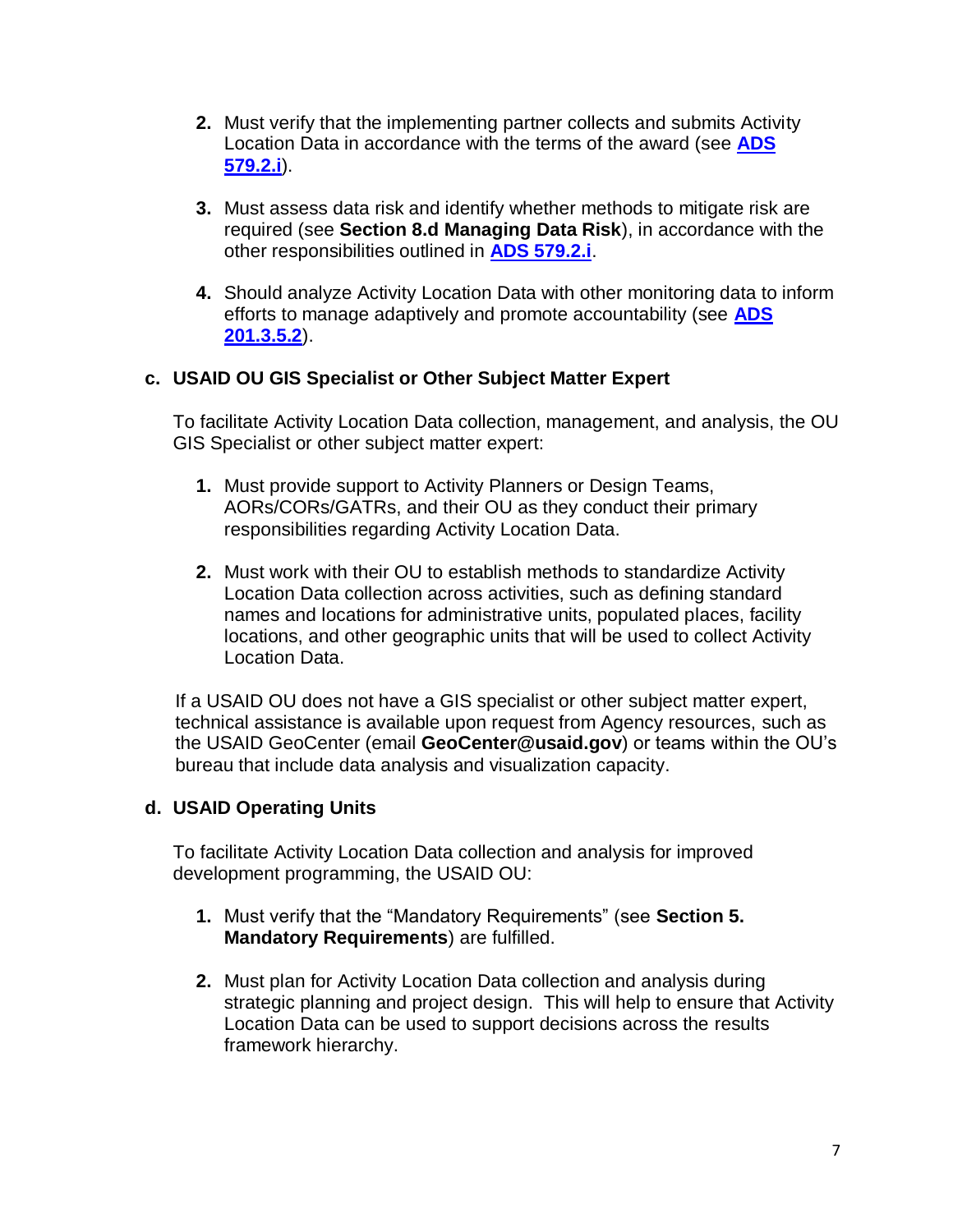2. Must verify that the implementing partner collects and submits Activity Location Data in accordance with the terms of the award (see **ADS 579.2.i**).

3. Must assess data risk and identify whether methods to mitigate risk are required (see **Section 8.d Managing Data Risk**), in accordance with the other responsibilities outlined in **ADS 579.2.i**.

4. Should analyze Activity Location Data with other monitoring data to inform efforts to manage adaptively and promote accountability (see **ADS 201.3.5.2**).

### c. USAID OU GIS Specialist or Other Subject Matter Expert

To facilitate Activity Location Data collection, management, and analysis, the OU GIS Specialist or other subject matter expert:

1. Must provide support to Activity Planners or Design Teams, AORs/CORs/GATRs, and their OU as they conduct their primary responsibilities regarding Activity Location Data.

2. Must work with their OU to establish methods to standardize Activity Location Data collection across activities, such as defining standard names and locations for administrative units, populated places, facility locations, and other geographic units that will be used to collect Activity Location Data.

If a USAID OU does not have a GIS specialist or other subject matter expert, technical assistance is available upon request from Agency resources, such as the USAID GeoCenter (email **GeoCenter@usaid.gov**) or teams within the OU's bureau that include data analysis and visualization capacity.

### d. USAID Operating Units

To facilitate Activity Location Data collection and analysis for improved development programming, the USAID OU:

1. Must verify that the "Mandatory Requirements" (see **Section 5. Mandatory Requirements**) are fulfilled.

2. Must plan for Activity Location Data collection and analysis during strategic planning and project design. This will help to ensure that Activity Location Data can be used to support decisions across the results framework hierarchy.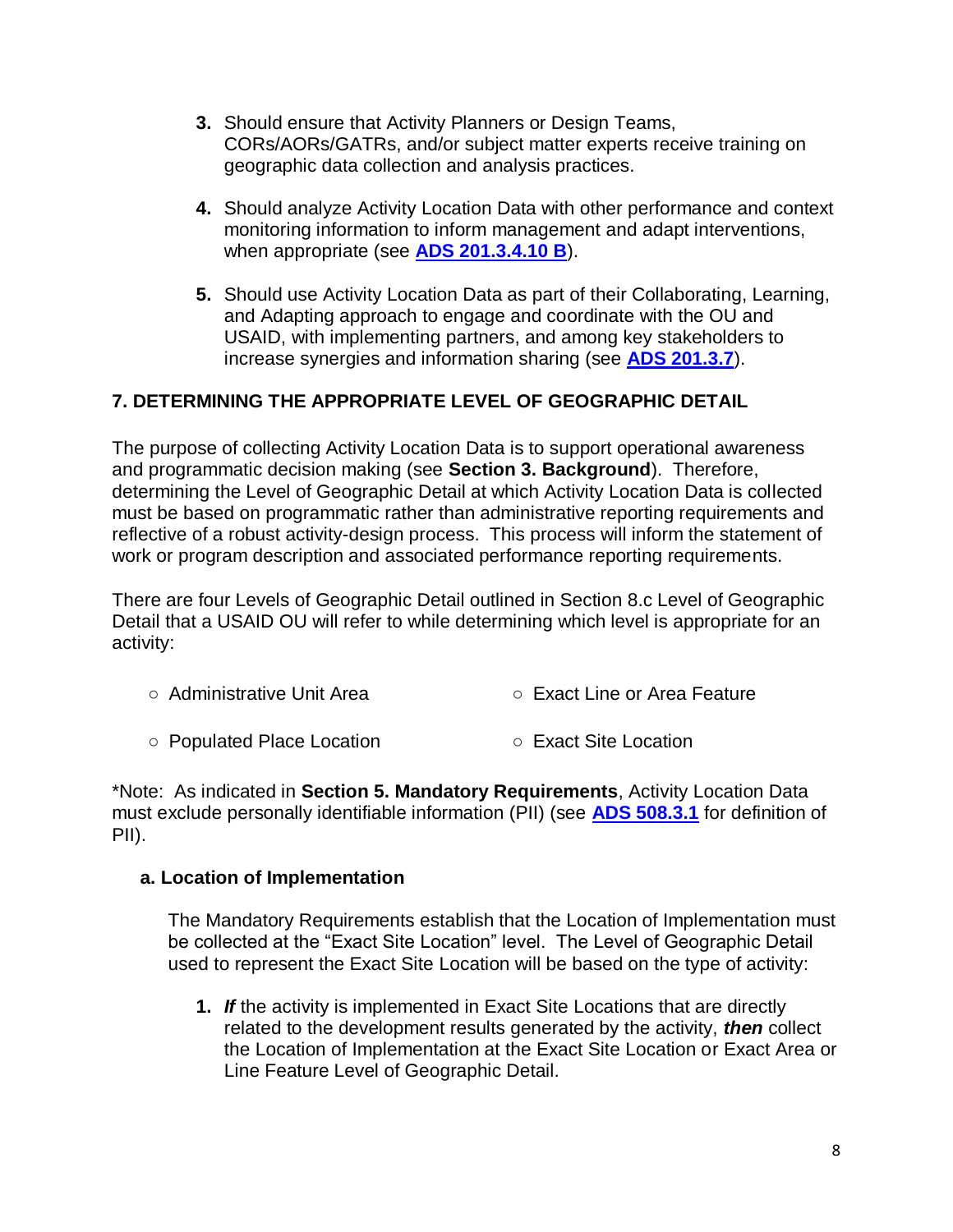3. Should ensure that Activity Planners or Design Teams, CORs/AORs/GATRs, and/or subject matter experts receive training on geographic data collection and analysis practices.

4. Should analyze Activity Location Data with other performance and context monitoring information to inform management and adapt interventions, when appropriate (see **ADS 201.3.4.10 B**).

5. Should use Activity Location Data as part of their Collaborating, Learning, and Adapting approach to engage and coordinate with the OU and USAID, with implementing partners, and among key stakeholders to increase synergies and information sharing (see **ADS 201.3.7**).

## 7. DETERMINING THE APPROPRIATE LEVEL OF GEOGRAPHIC DETAIL

The purpose of collecting Activity Location Data is to support operational awareness and programmatic decision making (see **Section 3. Background**). Therefore, determining the Level of Geographic Detail at which Activity Location Data is collected must be based on programmatic rather than administrative reporting requirements and reflective of a robust activity-design process. This process will inform the statement of work or program description and associated performance reporting requirements.

There are four Levels of Geographic Detail outlined in Section 8.c Level of Geographic Detail that a USAID OU will refer to while determining which level is appropriate for an activity:

- Administrative Unit Area
- Populated Place Location
- Exact Line or Area Feature
- Exact Site Location

*Note: As indicated in **Section 5. Mandatory Requirements**, Activity Location Data must exclude personally identifiable information (PII) (see **ADS 508.3.1** for definition of PII).

### a. Location of Implementation

The Mandatory Requirements establish that the Location of Implementation must be collected at the "Exact Site Location" level. The Level of Geographic Detail used to represent the Exact Site Location will be based on the type of activity:

1. ***If*** the activity is implemented in Exact Site Locations that are directly related to the development results generated by the activity, ***then*** collect the Location of Implementation at the Exact Site Location or Exact Area or Line Feature Level of Geographic Detail.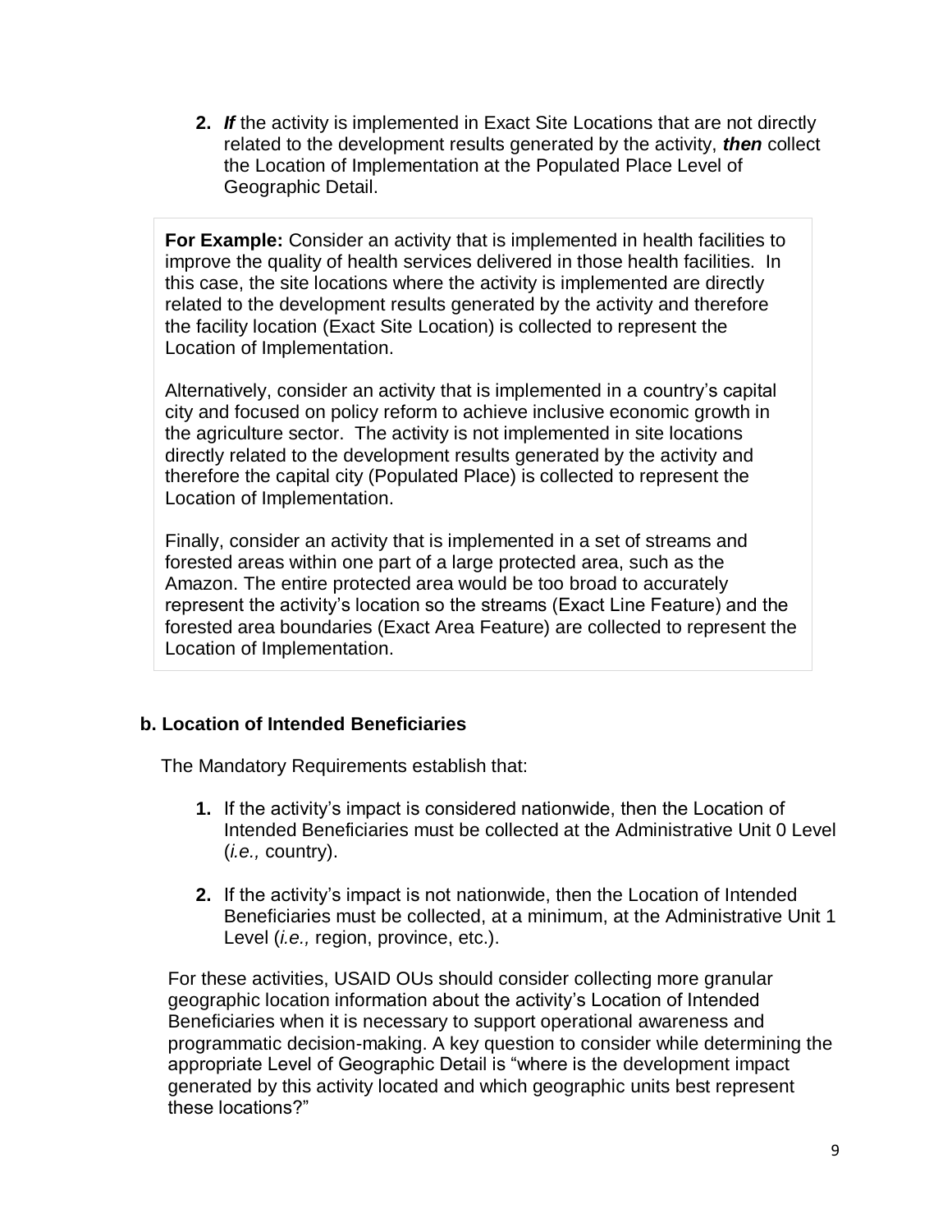2. ***If*** the activity is implemented in Exact Site Locations that are not directly related to the development results generated by the activity, ***then*** collect the Location of Implementation at the Populated Place Level of Geographic Detail.

> **For Example:** Consider an activity that is implemented in health facilities to improve the quality of health services delivered in those health facilities. In this case, the site locations where the activity is implemented are directly related to the development results generated by the activity and therefore the facility location (Exact Site Location) is collected to represent the Location of Implementation.
>
> Alternatively, consider an activity that is implemented in a country's capital city and focused on policy reform to achieve inclusive economic growth in the agriculture sector. The activity is not implemented in site locations directly related to the development results generated by the activity and therefore the capital city (Populated Place) is collected to represent the Location of Implementation.
>
> Finally, consider an activity that is implemented in a set of streams and forested areas within one part of a large protected area, such as the Amazon. The entire protected area would be too broad to accurately represent the activity's location so the streams (Exact Line Feature) and the forested area boundaries (Exact Area Feature) are collected to represent the Location of Implementation.

### b. Location of Intended Beneficiaries

The Mandatory Requirements establish that:

1. If the activity's impact is considered nationwide, then the Location of Intended Beneficiaries must be collected at the Administrative Unit 0 Level (*i.e.,* country).

2. If the activity's impact is not nationwide, then the Location of Intended Beneficiaries must be collected, at a minimum, at the Administrative Unit 1 Level (*i.e.,* region, province, etc.).

For these activities, USAID OUs should consider collecting more granular geographic location information about the activity's Location of Intended Beneficiaries when it is necessary to support operational awareness and programmatic decision-making. A key question to consider while determining the appropriate Level of Geographic Detail is "where is the development impact generated by this activity located and which geographic units best represent these locations?"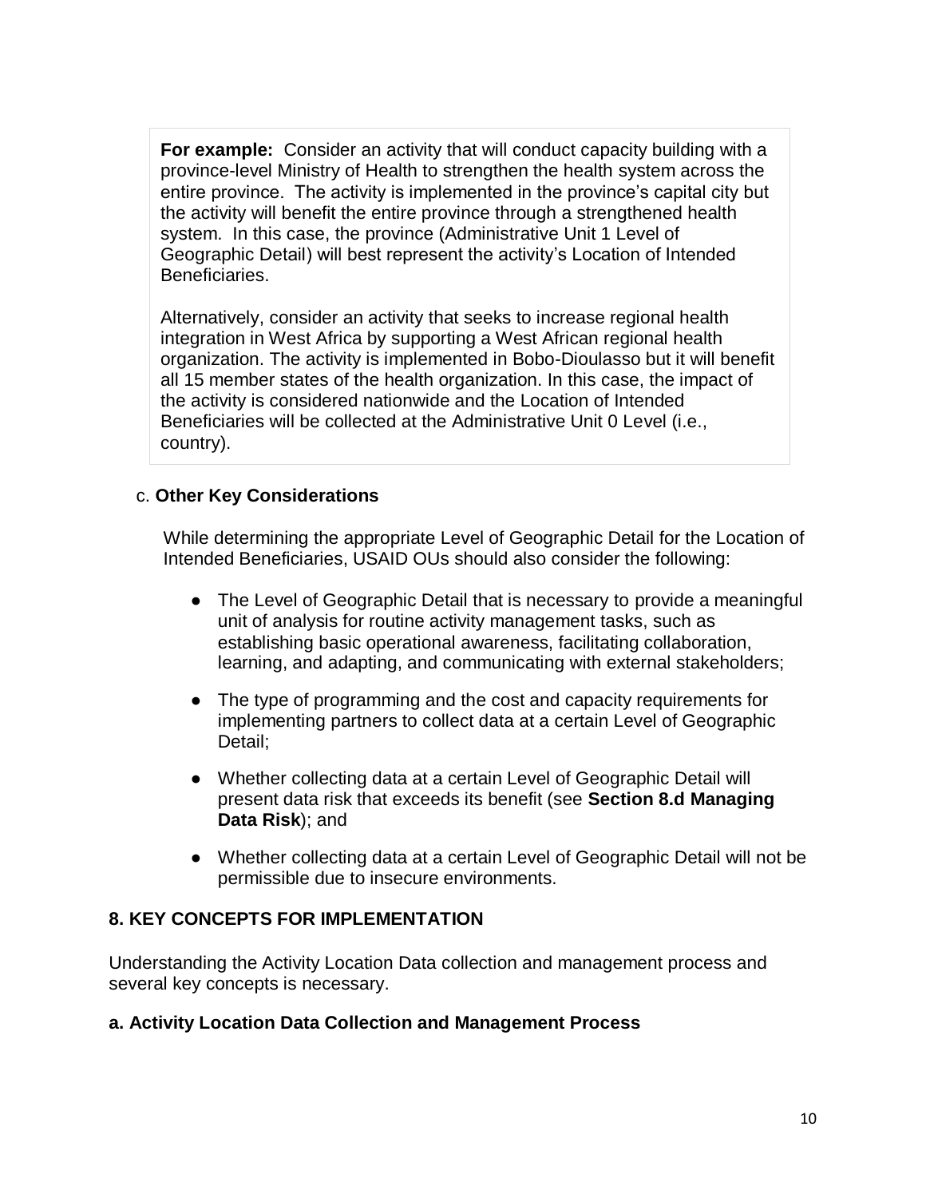**For example:** Consider an activity that will conduct capacity building with a province-level Ministry of Health to strengthen the health system across the entire province. The activity is implemented in the province's capital city but the activity will benefit the entire province through a strengthened health system. In this case, the province (Administrative Unit 1 Level of Geographic Detail) will best represent the activity's Location of Intended Beneficiaries.

Alternatively, consider an activity that seeks to increase regional health integration in West Africa by supporting a West African regional health organization. The activity is implemented in Bobo-Dioulasso but it will benefit all 15 member states of the health organization. In this case, the impact of the activity is considered nationwide and the Location of Intended Beneficiaries will be collected at the Administrative Unit 0 Level (i.e., country).

### c. **Other Key Considerations**

While determining the appropriate Level of Geographic Detail for the Location of Intended Beneficiaries, USAID OUs should also consider the following:

- The Level of Geographic Detail that is necessary to provide a meaningful unit of analysis for routine activity management tasks, such as establishing basic operational awareness, facilitating collaboration, learning, and adapting, and communicating with external stakeholders;
- The type of programming and the cost and capacity requirements for implementing partners to collect data at a certain Level of Geographic Detail;
- Whether collecting data at a certain Level of Geographic Detail will present data risk that exceeds its benefit (see **Section 8.d Managing Data Risk**); and
- Whether collecting data at a certain Level of Geographic Detail will not be permissible due to insecure environments.

## 8. KEY CONCEPTS FOR IMPLEMENTATION

Understanding the Activity Location Data collection and management process and several key concepts is necessary.

### a. Activity Location Data Collection and Management Process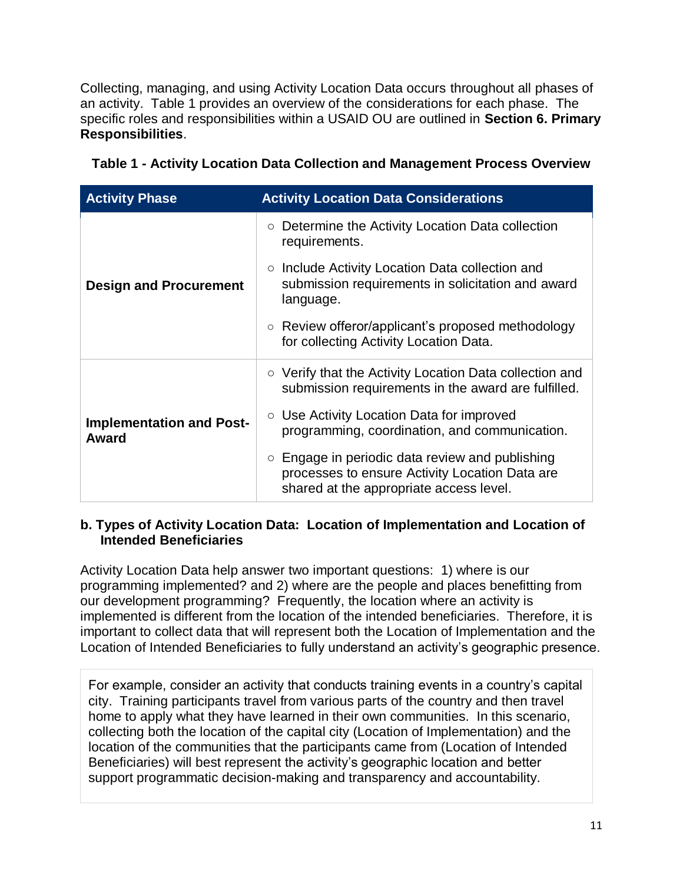Collecting, managing, and using Activity Location Data occurs throughout all phases of an activity. Table 1 provides an overview of the considerations for each phase. The specific roles and responsibilities within a USAID OU are outlined in **Section 6. Primary Responsibilities**.

**Table 1 - Activity Location Data Collection and Management Process Overview**

| Activity Phase | Activity Location Data Considerations |
| --- | --- |
| **Design and Procurement** | ○ Determine the Activity Location Data collection requirements.<br>○ Include Activity Location Data collection and submission requirements in solicitation and award language.<br>○ Review offeror/applicant's proposed methodology for collecting Activity Location Data. |
| **Implementation and Post-Award** | ○ Verify that the Activity Location Data collection and submission requirements in the award are fulfilled.<br>○ Use Activity Location Data for improved programming, coordination, and communication.<br>○ Engage in periodic data review and publishing processes to ensure Activity Location Data are shared at the appropriate access level. |

### b. Types of Activity Location Data: Location of Implementation and Location of Intended Beneficiaries

Activity Location Data help answer two important questions: 1) where is our programming implemented? and 2) where are the people and places benefitting from our development programming? Frequently, the location where an activity is implemented is different from the location of the intended beneficiaries. Therefore, it is important to collect data that will represent both the Location of Implementation and the Location of Intended Beneficiaries to fully understand an activity's geographic presence.

> For example, consider an activity that conducts training events in a country's capital city. Training participants travel from various parts of the country and then travel home to apply what they have learned in their own communities. In this scenario, collecting both the location of the capital city (Location of Implementation) and the location of the communities that the participants came from (Location of Intended Beneficiaries) will best represent the activity's geographic location and better support programmatic decision-making and transparency and accountability.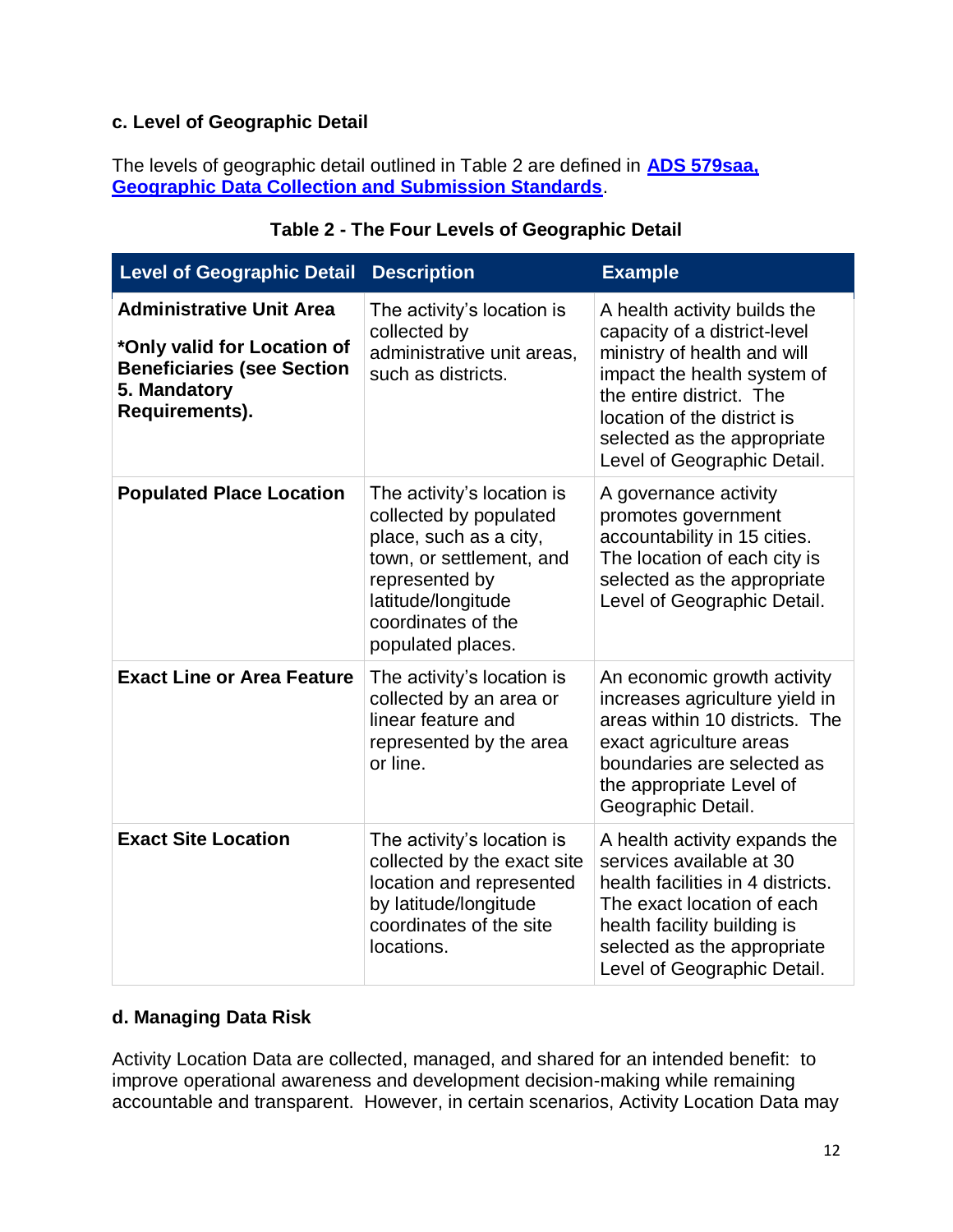### c. Level of Geographic Detail

The levels of geographic detail outlined in Table 2 are defined in **ADS 579saa, Geographic Data Collection and Submission Standards**.

**Table 2 - The Four Levels of Geographic Detail**

| Level of Geographic Detail | Description | Example |
| --- | --- | --- |
| **Administrative Unit Area** **\*Only valid for Location of Beneficiaries (see Section 5. Mandatory Requirements).** | The activity's location is collected by administrative unit areas, such as districts. | A health activity builds the capacity of a district-level ministry of health and will impact the health system of the entire district. The location of the district is selected as the appropriate Level of Geographic Detail. |
| **Populated Place Location** | The activity's location is collected by populated place, such as a city, town, or settlement, and represented by latitude/longitude coordinates of the populated places. | A governance activity promotes government accountability in 15 cities. The location of each city is selected as the appropriate Level of Geographic Detail. |
| **Exact Line or Area Feature** | The activity's location is collected by an area or linear feature and represented by the area or line. | An economic growth activity increases agriculture yield in areas within 10 districts. The exact agriculture areas boundaries are selected as the appropriate Level of Geographic Detail. |
| **Exact Site Location** | The activity's location is collected by the exact site location and represented by latitude/longitude coordinates of the site locations. | A health activity expands the services available at 30 health facilities in 4 districts. The exact location of each health facility building is selected as the appropriate Level of Geographic Detail. |

### d. Managing Data Risk

Activity Location Data are collected, managed, and shared for an intended benefit: to improve operational awareness and development decision-making while remaining accountable and transparent. However, in certain scenarios, Activity Location Data may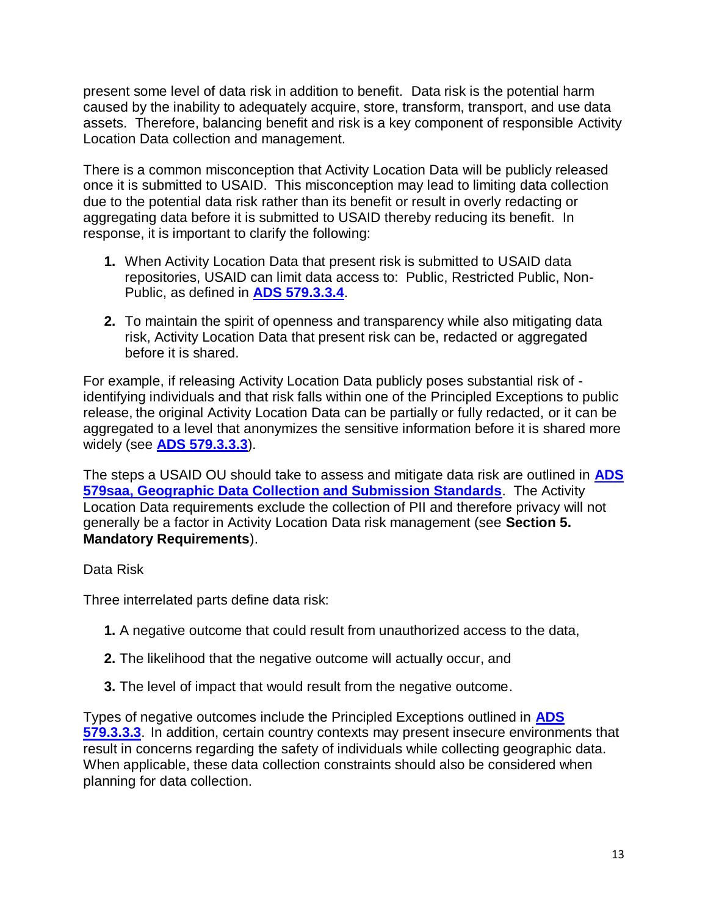present some level of data risk in addition to benefit. Data risk is the potential harm caused by the inability to adequately acquire, store, transform, transport, and use data assets. Therefore, balancing benefit and risk is a key component of responsible Activity Location Data collection and management.

There is a common misconception that Activity Location Data will be publicly released once it is submitted to USAID. This misconception may lead to limiting data collection due to the potential data risk rather than its benefit or result in overly redacting or aggregating data before it is submitted to USAID thereby reducing its benefit. In response, it is important to clarify the following:

1. When Activity Location Data that present risk is submitted to USAID data repositories, USAID can limit data access to: Public, Restricted Public, Non-Public, as defined in **ADS 579.3.3.4**.

2. To maintain the spirit of openness and transparency while also mitigating data risk, Activity Location Data that present risk can be, redacted or aggregated before it is shared.

For example, if releasing Activity Location Data publicly poses substantial risk of - identifying individuals and that risk falls within one of the Principled Exceptions to public release, the original Activity Location Data can be partially or fully redacted, or it can be aggregated to a level that anonymizes the sensitive information before it is shared more widely (see **ADS 579.3.3.3**).

The steps a USAID OU should take to assess and mitigate data risk are outlined in **ADS 579saa, Geographic Data Collection and Submission Standards**. The Activity Location Data requirements exclude the collection of PII and therefore privacy will not generally be a factor in Activity Location Data risk management (see **Section 5. Mandatory Requirements**).

Data Risk

Three interrelated parts define data risk:

1. A negative outcome that could result from unauthorized access to the data,

2. The likelihood that the negative outcome will actually occur, and

3. The level of impact that would result from the negative outcome.

Types of negative outcomes include the Principled Exceptions outlined in **ADS 579.3.3.3**. In addition, certain country contexts may present insecure environments that result in concerns regarding the safety of individuals while collecting geographic data. When applicable, these data collection constraints should also be considered when planning for data collection.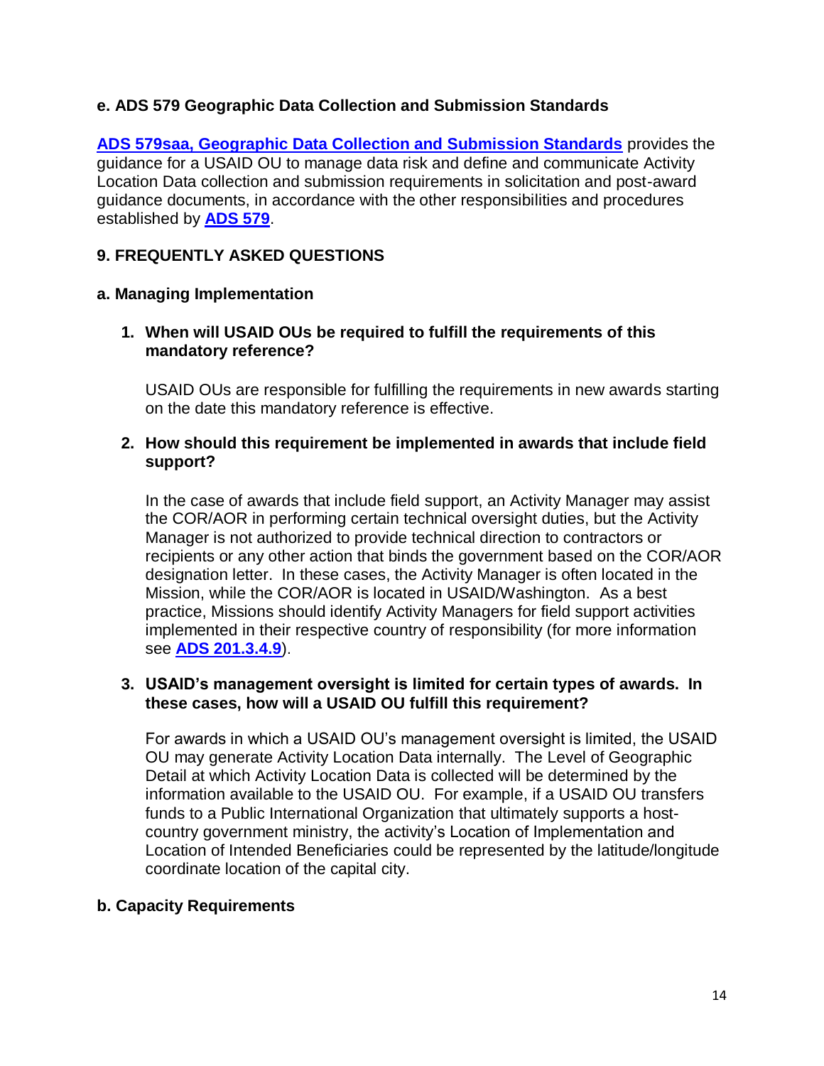### e. ADS 579 Geographic Data Collection and Submission Standards

**ADS 579saa, Geographic Data Collection and Submission Standards** provides the guidance for a USAID OU to manage data risk and define and communicate Activity Location Data collection and submission requirements in solicitation and post-award guidance documents, in accordance with the other responsibilities and procedures established by **ADS 579**.

## 9. FREQUENTLY ASKED QUESTIONS

### a. Managing Implementation

1. **When will USAID OUs be required to fulfill the requirements of this mandatory reference?**

   USAID OUs are responsible for fulfilling the requirements in new awards starting on the date this mandatory reference is effective.

2. **How should this requirement be implemented in awards that include field support?**

   In the case of awards that include field support, an Activity Manager may assist the COR/AOR in performing certain technical oversight duties, but the Activity Manager is not authorized to provide technical direction to contractors or recipients or any other action that binds the government based on the COR/AOR designation letter. In these cases, the Activity Manager is often located in the Mission, while the COR/AOR is located in USAID/Washington. As a best practice, Missions should identify Activity Managers for field support activities implemented in their respective country of responsibility (for more information see **ADS 201.3.4.9**).

3. **USAID's management oversight is limited for certain types of awards. In these cases, how will a USAID OU fulfill this requirement?**

   For awards in which a USAID OU's management oversight is limited, the USAID OU may generate Activity Location Data internally. The Level of Geographic Detail at which Activity Location Data is collected will be determined by the information available to the USAID OU. For example, if a USAID OU transfers funds to a Public International Organization that ultimately supports a host-country government ministry, the activity's Location of Implementation and Location of Intended Beneficiaries could be represented by the latitude/longitude coordinate location of the capital city.

### b. Capacity Requirements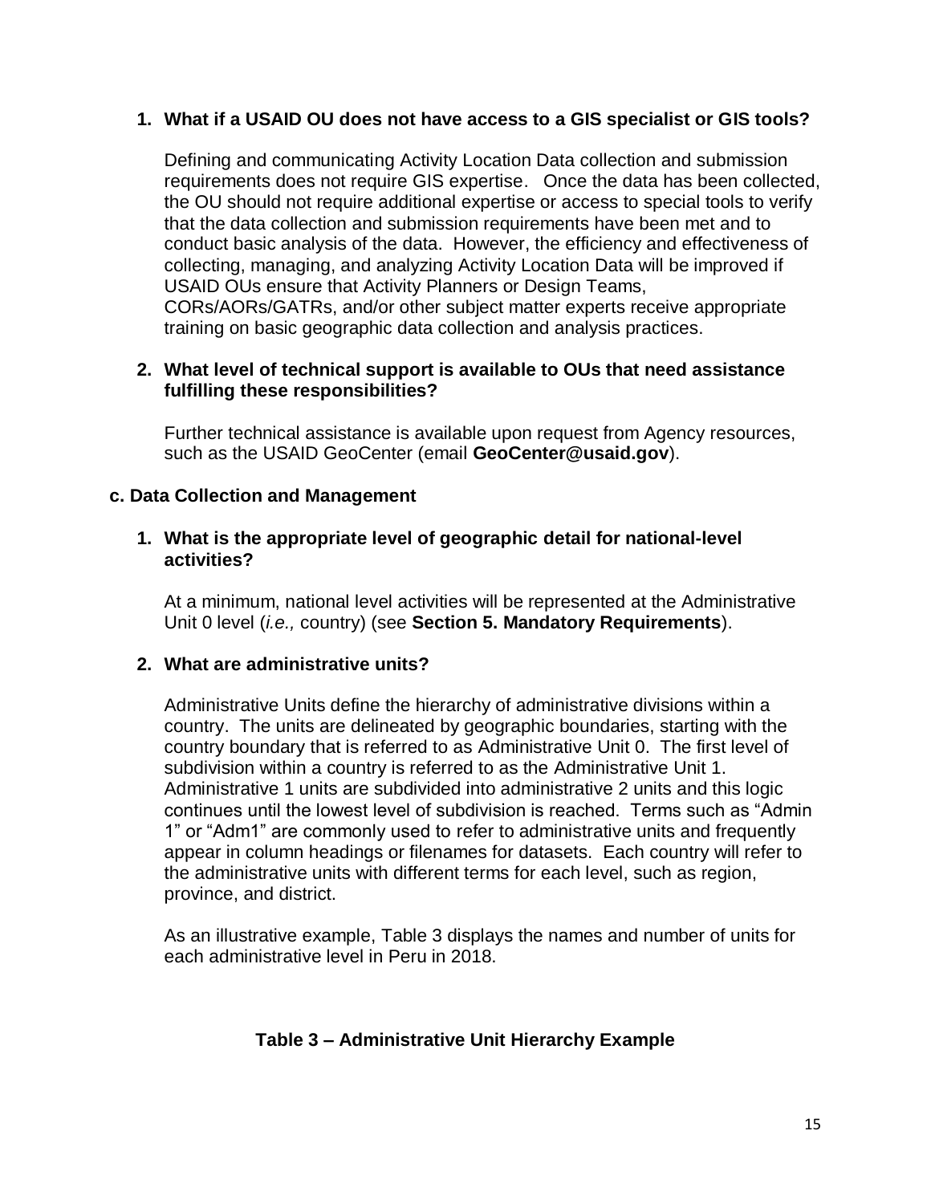1. **What if a USAID OU does not have access to a GIS specialist or GIS tools?**

   Defining and communicating Activity Location Data collection and submission requirements does not require GIS expertise. Once the data has been collected, the OU should not require additional expertise or access to special tools to verify that the data collection and submission requirements have been met and to conduct basic analysis of the data. However, the efficiency and effectiveness of collecting, managing, and analyzing Activity Location Data will be improved if USAID OUs ensure that Activity Planners or Design Teams, CORs/AORs/GATRs, and/or other subject matter experts receive appropriate training on basic geographic data collection and analysis practices.

2. **What level of technical support is available to OUs that need assistance fulfilling these responsibilities?**

   Further technical assistance is available upon request from Agency resources, such as the USAID GeoCenter (email **GeoCenter@usaid.gov**).

### c. Data Collection and Management

1. **What is the appropriate level of geographic detail for national-level activities?**

   At a minimum, national level activities will be represented at the Administrative Unit 0 level (*i.e.,* country) (see **Section 5. Mandatory Requirements**).

2. **What are administrative units?**

   Administrative Units define the hierarchy of administrative divisions within a country. The units are delineated by geographic boundaries, starting with the country boundary that is referred to as Administrative Unit 0. The first level of subdivision within a country is referred to as the Administrative Unit 1. Administrative 1 units are subdivided into administrative 2 units and this logic continues until the lowest level of subdivision is reached. Terms such as "Admin 1" or "Adm1" are commonly used to refer to administrative units and frequently appear in column headings or filenames for datasets. Each country will refer to the administrative units with different terms for each level, such as region, province, and district.

   As an illustrative example, Table 3 displays the names and number of units for each administrative level in Peru in 2018.

**Table 3 – Administrative Unit Hierarchy Example**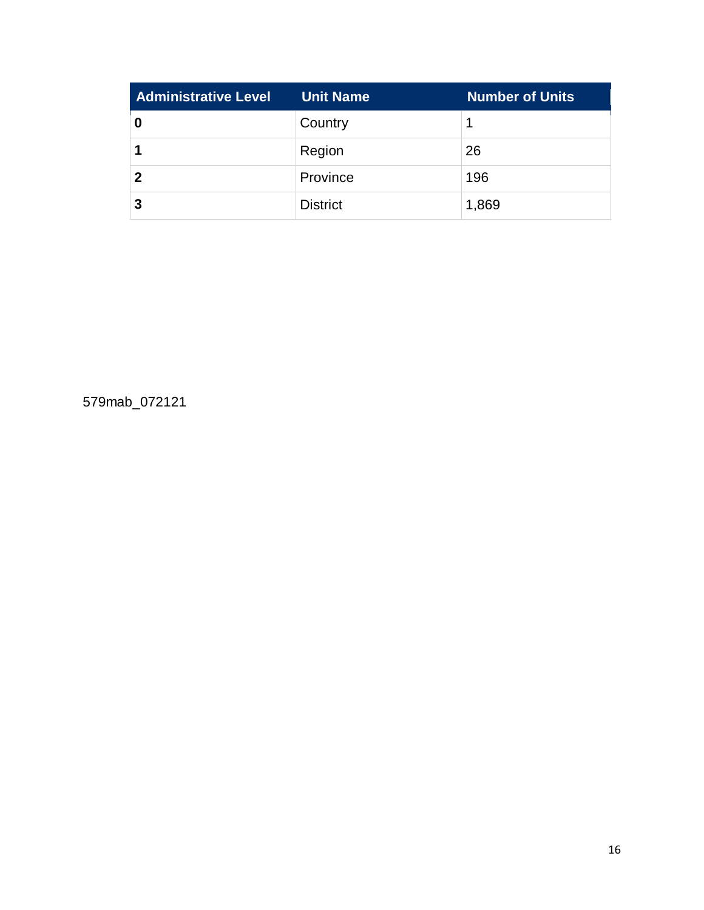| Administrative Level | Unit Name | Number of Units |
|---|---|---|
| **0** | Country | 1 |
| **1** | Region | 26 |
| **2** | Province | 196 |
| **3** | District | 1,869 |

579mab_072121